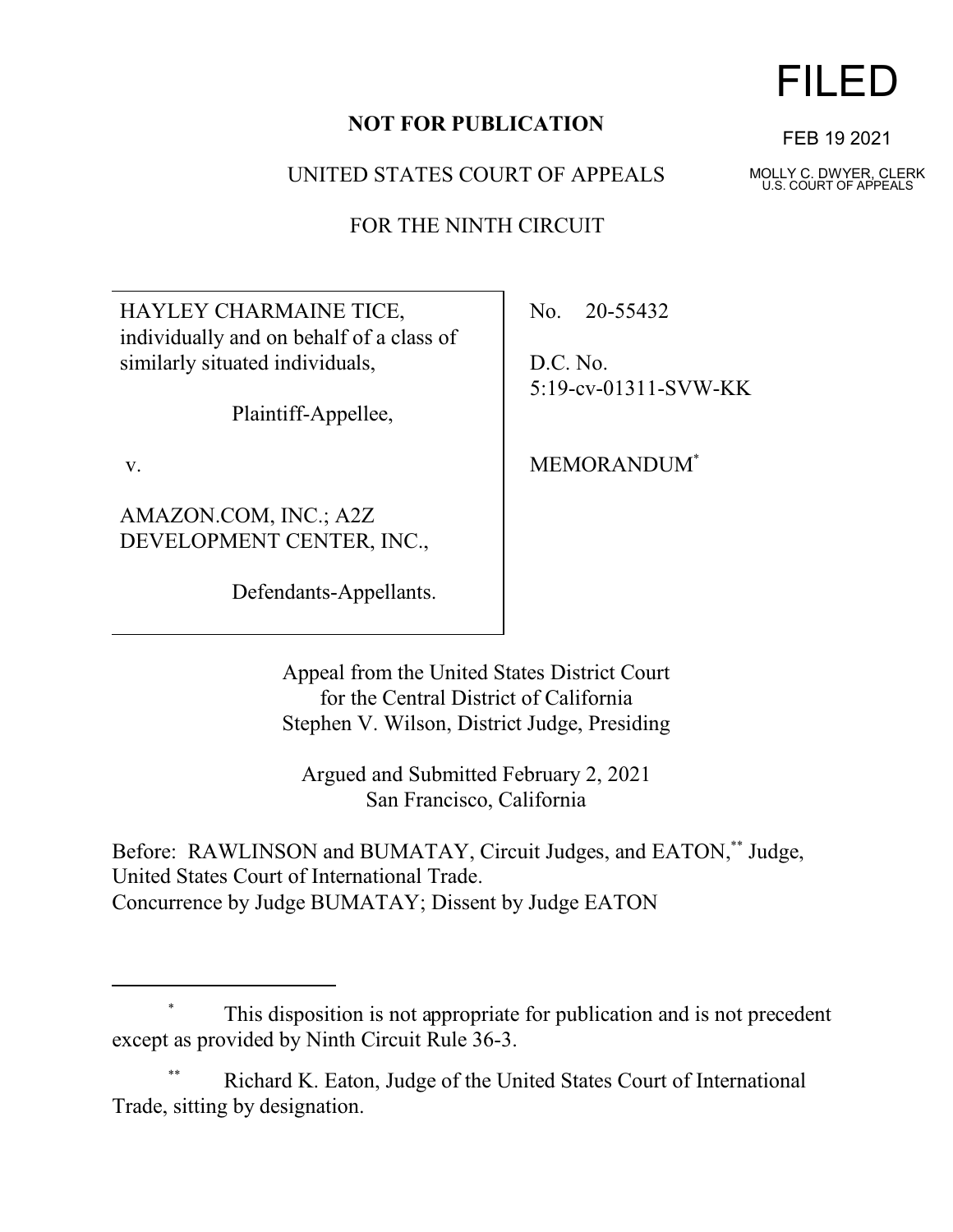**NOT FOR PUBLICATION**

UNITED STATES COURT OF APPEALS

FOR THE NINTH CIRCUIT

FILED

FEB 19 2021

MOLLY C. DWYER, CLERK
U.S. COURT OF APPEALS

| | |
|---|---|
| HAYLEY CHARMAINE TICE, individually and on behalf of a class of similarly situated individuals,<br><br>Plaintiff-Appellee,<br><br>v.<br><br>AMAZON.COM, INC.; A2Z DEVELOPMENT CENTER, INC.,<br><br>Defendants-Appellants. | No. 20-55432<br><br>D.C. No. 5:19-cv-01311-SVW-KK<br><br>MEMORANDUM* |

Appeal from the United States District Court
for the Central District of California
Stephen V. Wilson, District Judge, Presiding

Argued and Submitted February 2, 2021
San Francisco, California

Before: RAWLINSON and BUMATAY, Circuit Judges, and EATON,** Judge, United States Court of International Trade.
Concurrence by Judge BUMATAY; Dissent by Judge EATON

---

\* This disposition is not appropriate for publication and is not precedent except as provided by Ninth Circuit Rule 36-3.

\*\* Richard K. Eaton, Judge of the United States Court of International Trade, sitting by designation.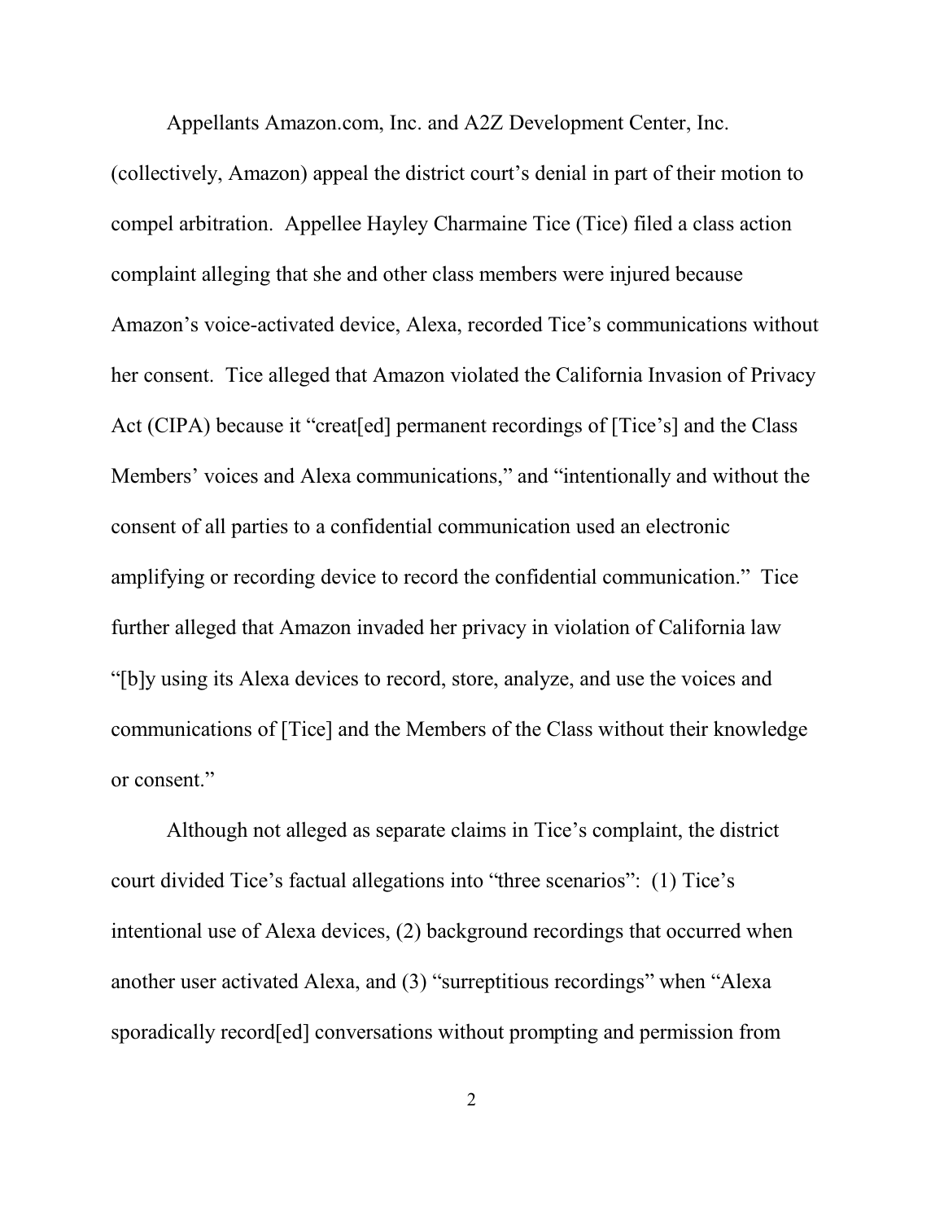Appellants Amazon.com, Inc. and A2Z Development Center, Inc. (collectively, Amazon) appeal the district court's denial in part of their motion to compel arbitration. Appellee Hayley Charmaine Tice (Tice) filed a class action complaint alleging that she and other class members were injured because Amazon's voice-activated device, Alexa, recorded Tice's communications without her consent. Tice alleged that Amazon violated the California Invasion of Privacy Act (CIPA) because it "creat[ed] permanent recordings of [Tice's] and the Class Members' voices and Alexa communications," and "intentionally and without the consent of all parties to a confidential communication used an electronic amplifying or recording device to record the confidential communication." Tice further alleged that Amazon invaded her privacy in violation of California law "[b]y using its Alexa devices to record, store, analyze, and use the voices and communications of [Tice] and the Members of the Class without their knowledge or consent."

Although not alleged as separate claims in Tice's complaint, the district court divided Tice's factual allegations into "three scenarios": (1) Tice's intentional use of Alexa devices, (2) background recordings that occurred when another user activated Alexa, and (3) "surreptitious recordings" when "Alexa sporadically record[ed] conversations without prompting and permission from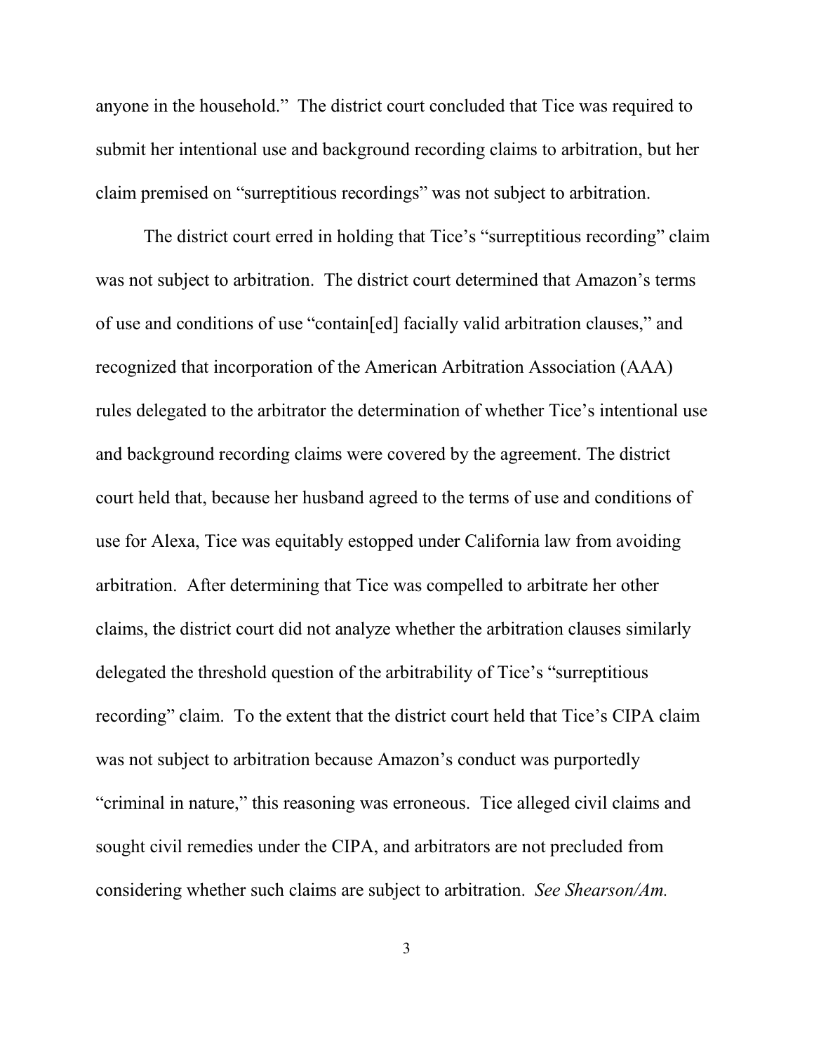anyone in the household." The district court concluded that Tice was required to submit her intentional use and background recording claims to arbitration, but her claim premised on "surreptitious recordings" was not subject to arbitration.

The district court erred in holding that Tice's "surreptitious recording" claim was not subject to arbitration. The district court determined that Amazon's terms of use and conditions of use "contain[ed] facially valid arbitration clauses," and recognized that incorporation of the American Arbitration Association (AAA) rules delegated to the arbitrator the determination of whether Tice's intentional use and background recording claims were covered by the agreement. The district court held that, because her husband agreed to the terms of use and conditions of use for Alexa, Tice was equitably estopped under California law from avoiding arbitration. After determining that Tice was compelled to arbitrate her other claims, the district court did not analyze whether the arbitration clauses similarly delegated the threshold question of the arbitrability of Tice's "surreptitious recording" claim. To the extent that the district court held that Tice's CIPA claim was not subject to arbitration because Amazon's conduct was purportedly "criminal in nature," this reasoning was erroneous. Tice alleged civil claims and sought civil remedies under the CIPA, and arbitrators are not precluded from considering whether such claims are subject to arbitration. *See Shearson/Am.*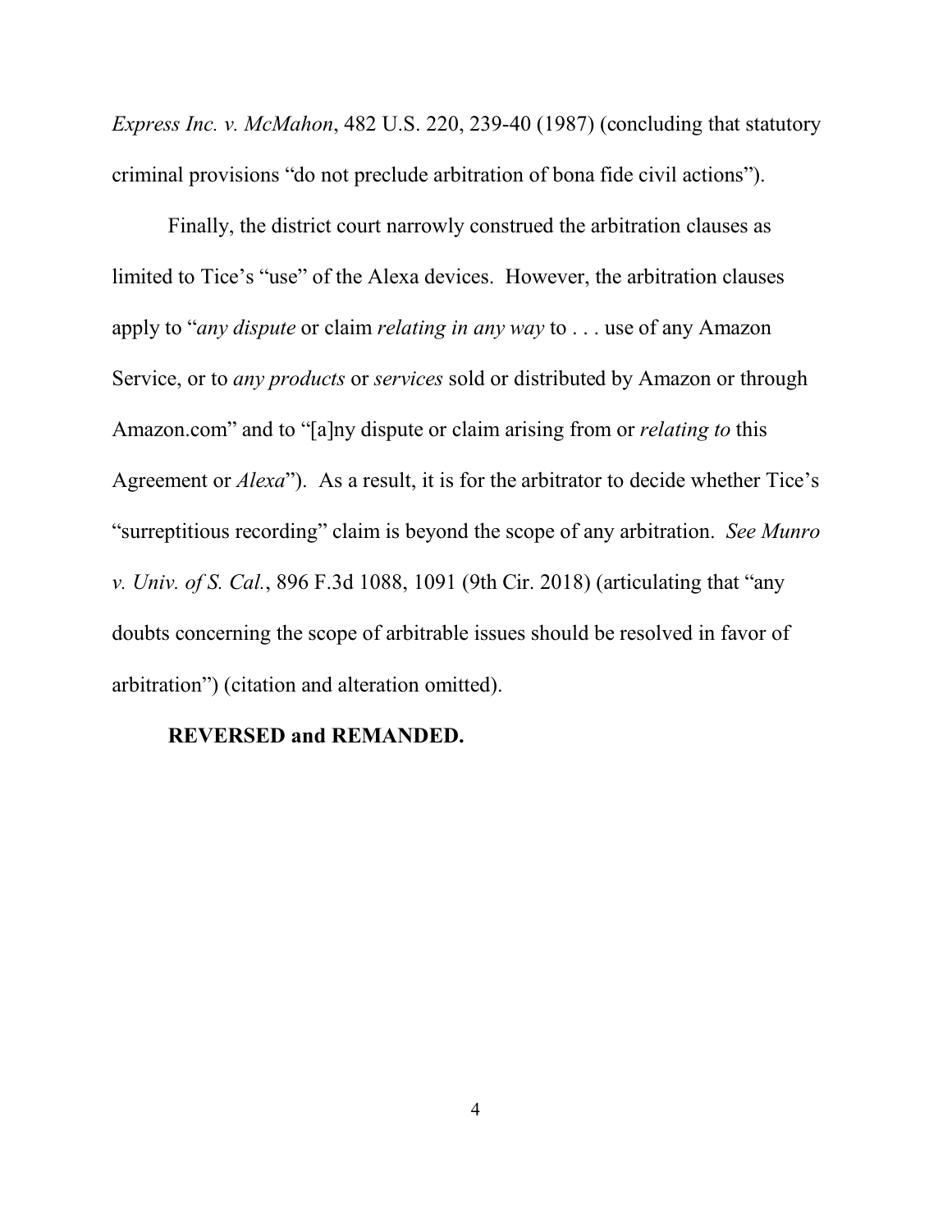*Express Inc. v. McMahon*, 482 U.S. 220, 239-40 (1987) (concluding that statutory criminal provisions "do not preclude arbitration of bona fide civil actions").

Finally, the district court narrowly construed the arbitration clauses as limited to Tice's "use" of the Alexa devices. However, the arbitration clauses apply to "*any dispute* or claim *relating in any way* to . . . use of any Amazon Service, or to *any products* or *services* sold or distributed by Amazon or through Amazon.com" and to "[a]ny dispute or claim arising from or *relating to* this Agreement or *Alexa*"). As a result, it is for the arbitrator to decide whether Tice's "surreptitious recording" claim is beyond the scope of any arbitration. *See Munro v. Univ. of S. Cal.*, 896 F.3d 1088, 1091 (9th Cir. 2018) (articulating that "any doubts concerning the scope of arbitrable issues should be resolved in favor of arbitration") (citation and alteration omitted).

**REVERSED and REMANDED.**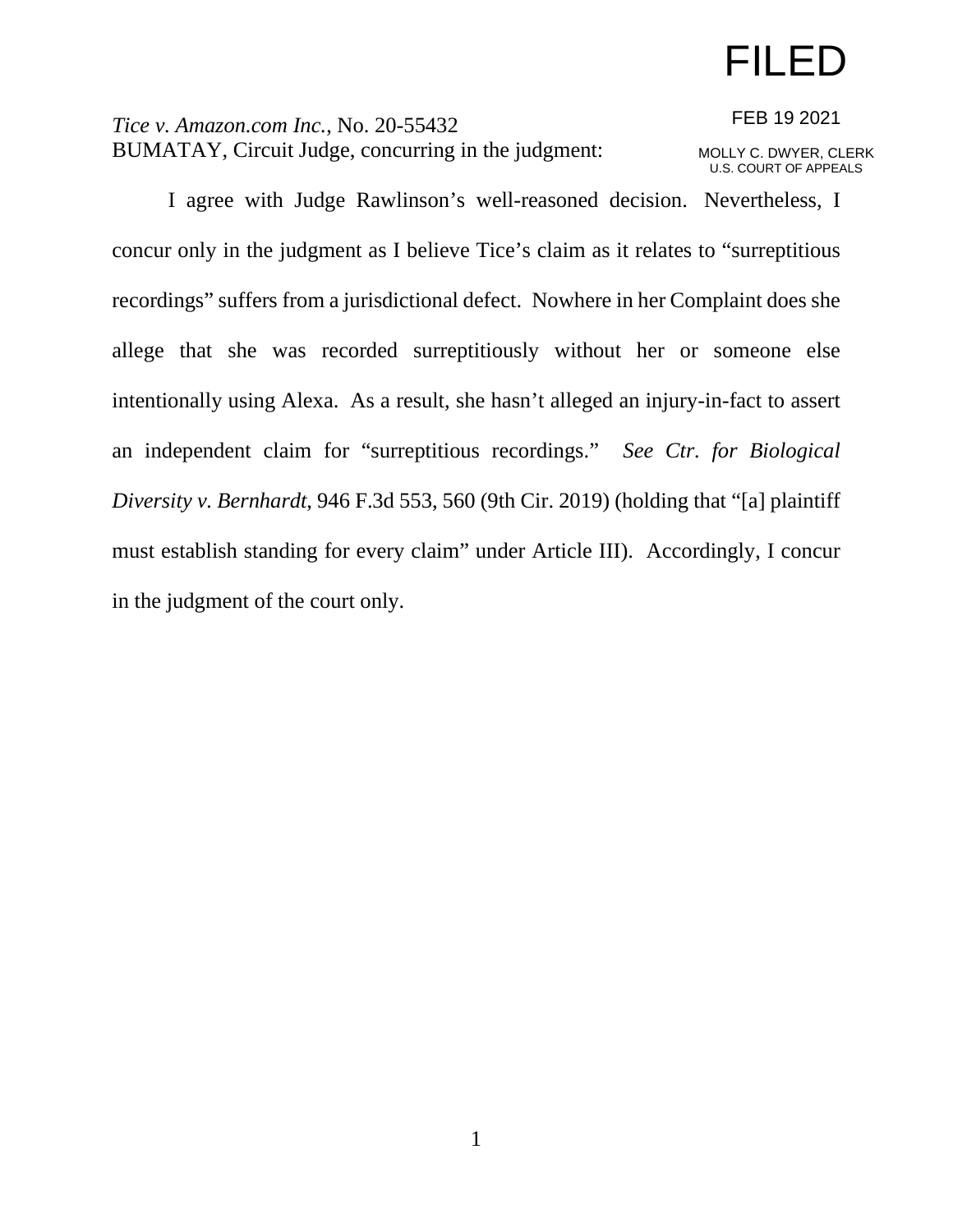FILED

FEB 19 2021

MOLLY C. DWYER, CLERK
U.S. COURT OF APPEALS

*Tice v. Amazon.com Inc.*, No. 20-55432
BUMATAY, Circuit Judge, concurring in the judgment:

I agree with Judge Rawlinson's well-reasoned decision. Nevertheless, I concur only in the judgment as I believe Tice's claim as it relates to "surreptitious recordings" suffers from a jurisdictional defect. Nowhere in her Complaint does she allege that she was recorded surreptitiously without her or someone else intentionally using Alexa. As a result, she hasn't alleged an injury-in-fact to assert an independent claim for "surreptitious recordings." *See Ctr. for Biological Diversity v. Bernhardt*, 946 F.3d 553, 560 (9th Cir. 2019) (holding that "[a] plaintiff must establish standing for every claim" under Article III). Accordingly, I concur in the judgment of the court only.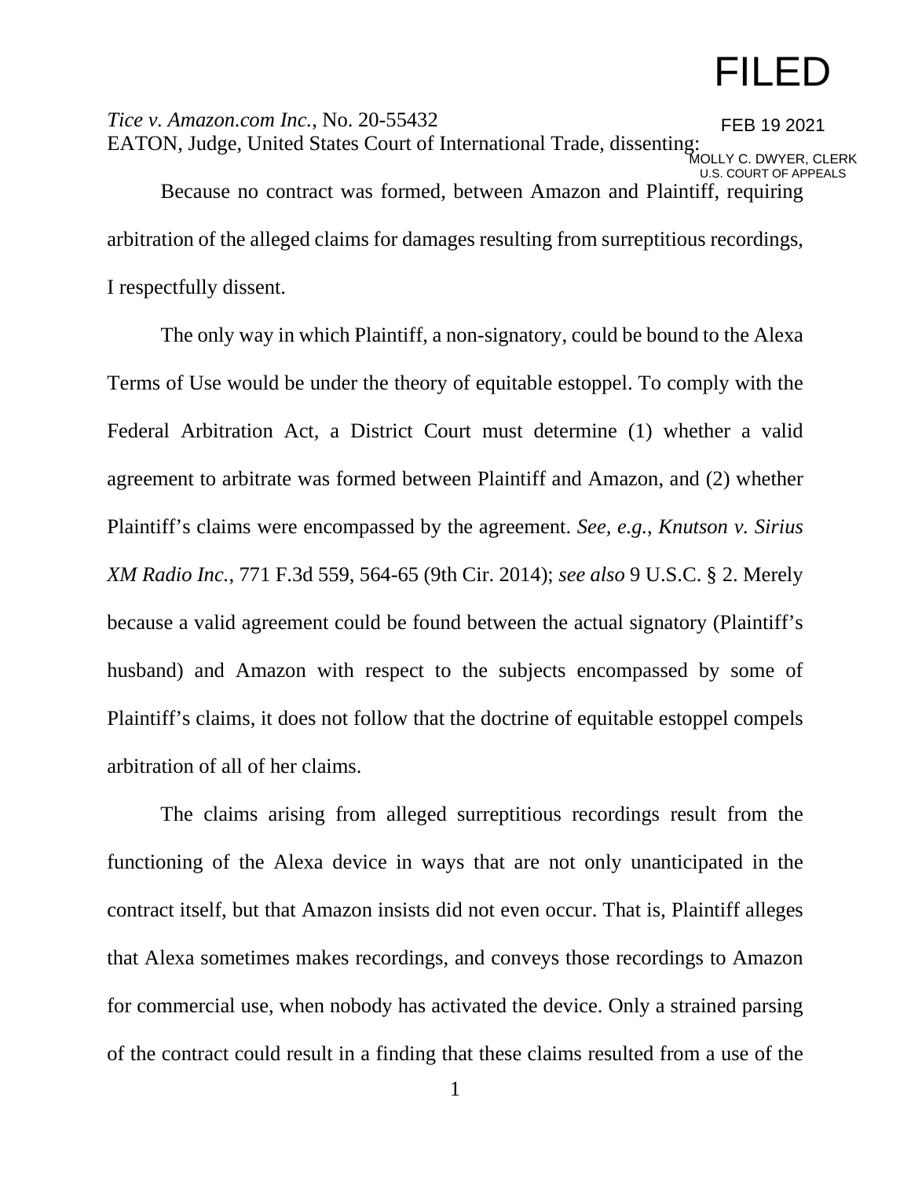FILED

FEB 19 2021

MOLLY C. DWYER, CLERK
U.S. COURT OF APPEALS

*Tice v. Amazon.com Inc.*, No. 20-55432
EATON, Judge, United States Court of International Trade, dissenting:

Because no contract was formed, between Amazon and Plaintiff, requiring arbitration of the alleged claims for damages resulting from surreptitious recordings, I respectfully dissent.

The only way in which Plaintiff, a non-signatory, could be bound to the Alexa Terms of Use would be under the theory of equitable estoppel. To comply with the Federal Arbitration Act, a District Court must determine (1) whether a valid agreement to arbitrate was formed between Plaintiff and Amazon, and (2) whether Plaintiff's claims were encompassed by the agreement. *See, e.g.*, *Knutson v. Sirius XM Radio Inc.*, 771 F.3d 559, 564-65 (9th Cir. 2014); *see also* 9 U.S.C. § 2. Merely because a valid agreement could be found between the actual signatory (Plaintiff's husband) and Amazon with respect to the subjects encompassed by some of Plaintiff's claims, it does not follow that the doctrine of equitable estoppel compels arbitration of all of her claims.

The claims arising from alleged surreptitious recordings result from the functioning of the Alexa device in ways that are not only unanticipated in the contract itself, but that Amazon insists did not even occur. That is, Plaintiff alleges that Alexa sometimes makes recordings, and conveys those recordings to Amazon for commercial use, when nobody has activated the device. Only a strained parsing of the contract could result in a finding that these claims resulted from a use of the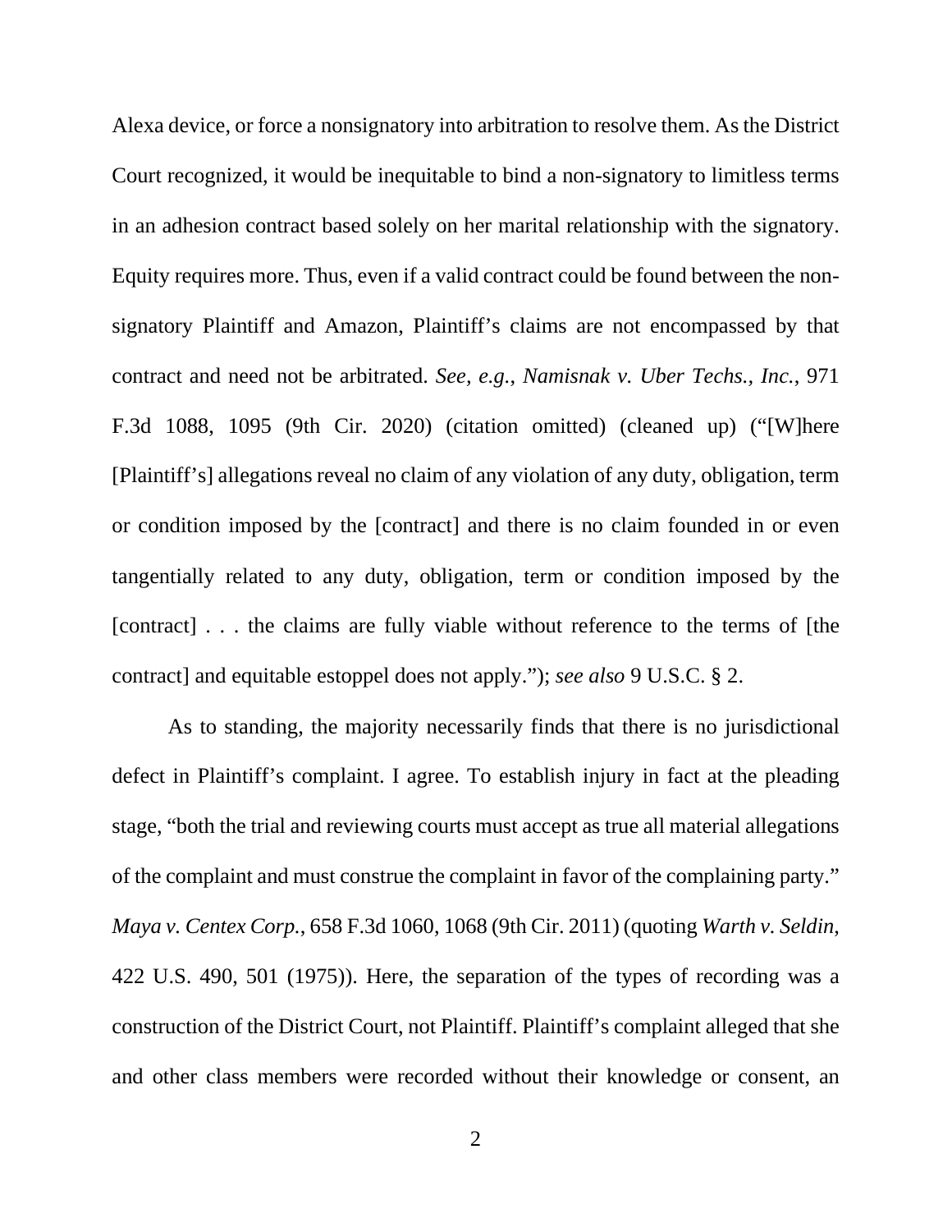Alexa device, or force a nonsignatory into arbitration to resolve them. As the District Court recognized, it would be inequitable to bind a non-signatory to limitless terms in an adhesion contract based solely on her marital relationship with the signatory. Equity requires more. Thus, even if a valid contract could be found between the non-signatory Plaintiff and Amazon, Plaintiff's claims are not encompassed by that contract and need not be arbitrated. *See, e.g.*, *Namisnak v. Uber Techs., Inc.*, 971 F.3d 1088, 1095 (9th Cir. 2020) (citation omitted) (cleaned up) ("[W]here [Plaintiff's] allegations reveal no claim of any violation of any duty, obligation, term or condition imposed by the [contract] and there is no claim founded in or even tangentially related to any duty, obligation, term or condition imposed by the [contract] . . . the claims are fully viable without reference to the terms of [the contract] and equitable estoppel does not apply."); *see also* 9 U.S.C. § 2.

As to standing, the majority necessarily finds that there is no jurisdictional defect in Plaintiff's complaint. I agree. To establish injury in fact at the pleading stage, "both the trial and reviewing courts must accept as true all material allegations of the complaint and must construe the complaint in favor of the complaining party." *Maya v. Centex Corp.*, 658 F.3d 1060, 1068 (9th Cir. 2011) (quoting *Warth v. Seldin*, 422 U.S. 490, 501 (1975)). Here, the separation of the types of recording was a construction of the District Court, not Plaintiff. Plaintiff's complaint alleged that she and other class members were recorded without their knowledge or consent, an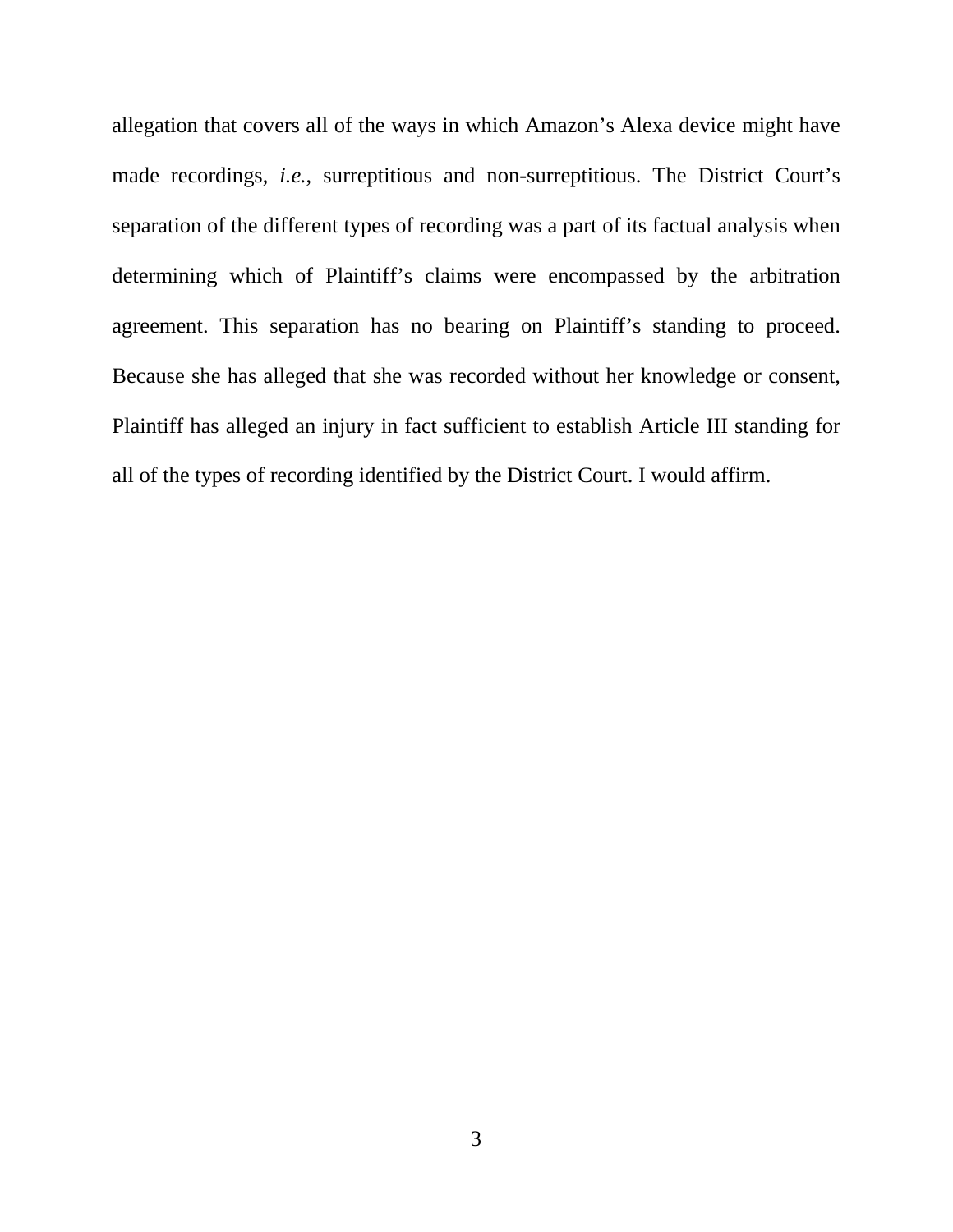allegation that covers all of the ways in which Amazon's Alexa device might have made recordings, *i.e.*, surreptitious and non-surreptitious. The District Court's separation of the different types of recording was a part of its factual analysis when determining which of Plaintiff's claims were encompassed by the arbitration agreement. This separation has no bearing on Plaintiff's standing to proceed. Because she has alleged that she was recorded without her knowledge or consent, Plaintiff has alleged an injury in fact sufficient to establish Article III standing for all of the types of recording identified by the District Court. I would affirm.